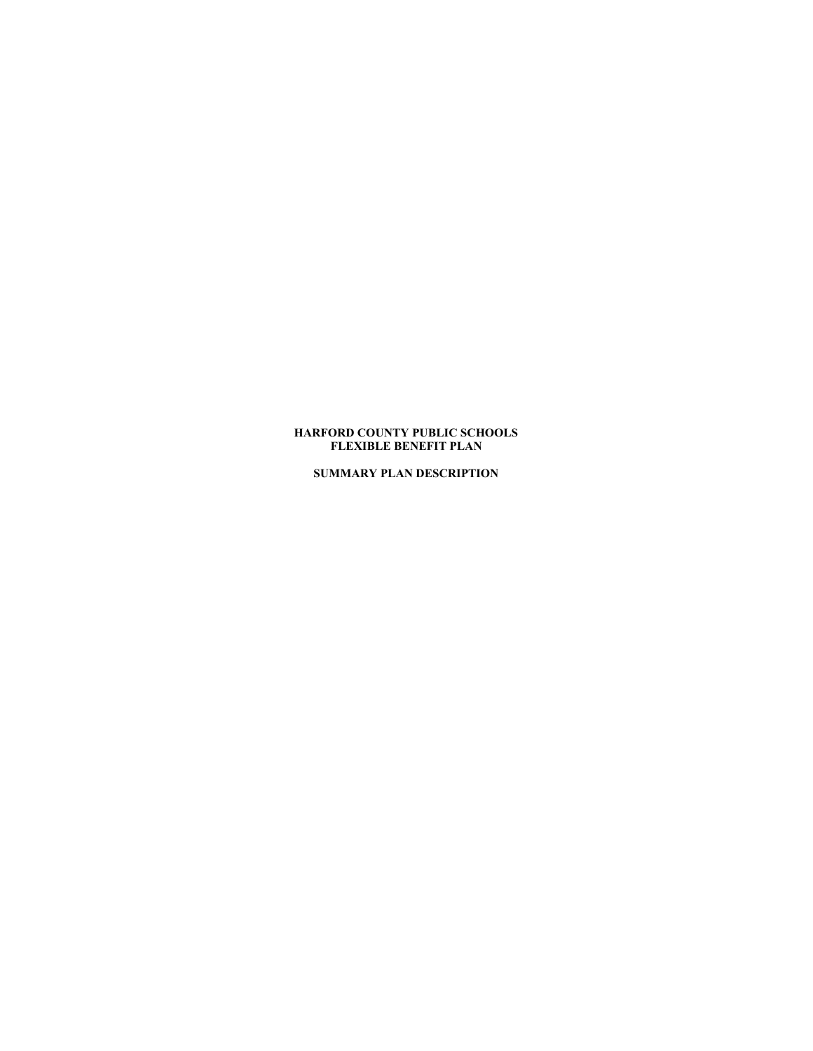# HARFORD COUNTY PUBLIC SCHOOLS
# FLEXIBLE BENEFIT PLAN

## SUMMARY PLAN DESCRIPTION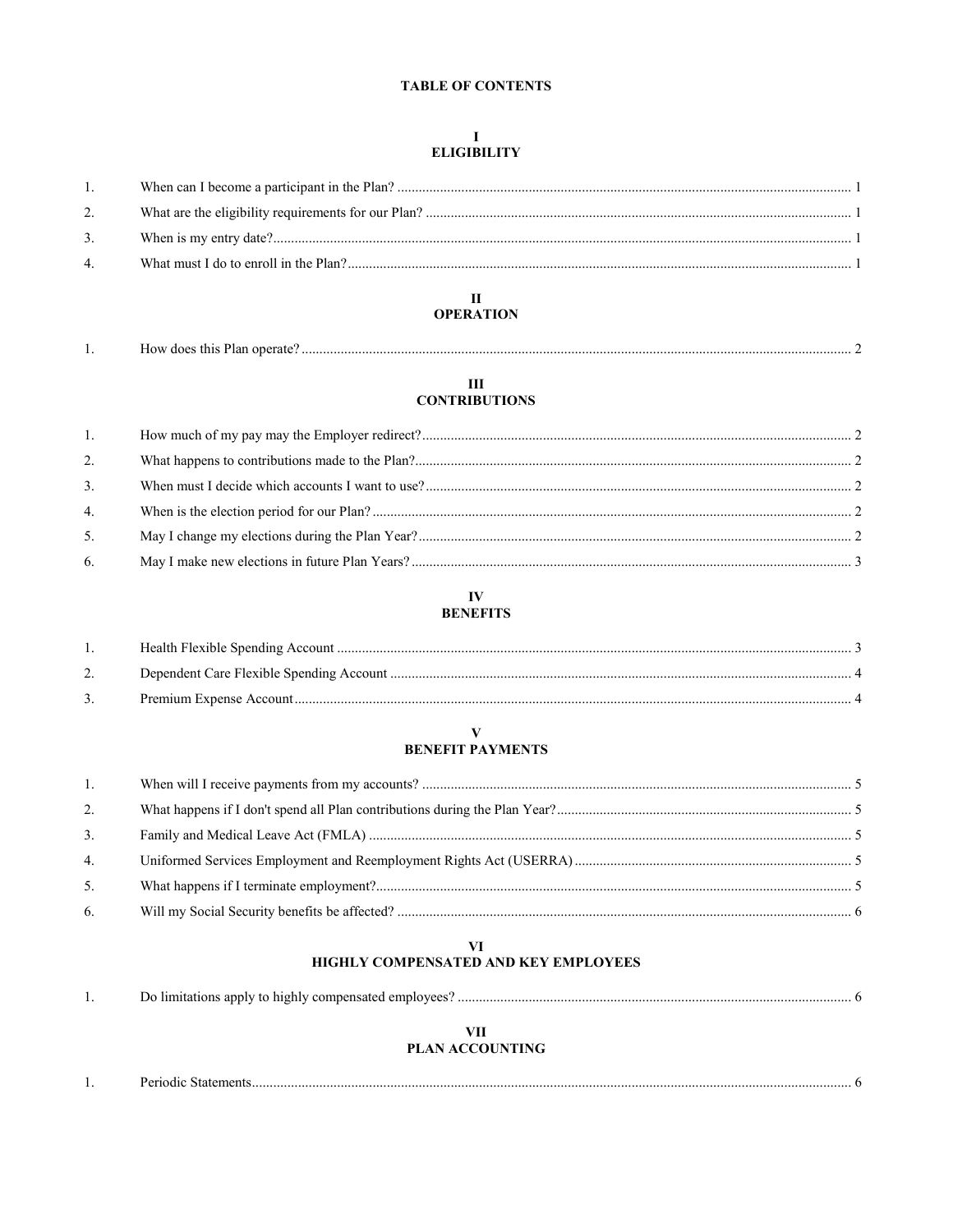# TABLE OF CONTENTS

## I
## ELIGIBILITY

1. When can I become a participant in the Plan? ..... 1
2. What are the eligibility requirements for our Plan? ..... 1
3. When is my entry date? ..... 1
4. What must I do to enroll in the Plan? ..... 1

## II
## OPERATION

1. How does this Plan operate? ..... 2

## III
## CONTRIBUTIONS

1. How much of my pay may the Employer redirect? ..... 2
2. What happens to contributions made to the Plan? ..... 2
3. When must I decide which accounts I want to use? ..... 2
4. When is the election period for our Plan? ..... 2
5. May I change my elections during the Plan Year? ..... 2
6. May I make new elections in future Plan Years? ..... 3

## IV
## BENEFITS

1. Health Flexible Spending Account ..... 3
2. Dependent Care Flexible Spending Account ..... 4
3. Premium Expense Account ..... 4

## V
## BENEFIT PAYMENTS

1. When will I receive payments from my accounts? ..... 5
2. What happens if I don't spend all Plan contributions during the Plan Year? ..... 5
3. Family and Medical Leave Act (FMLA) ..... 5
4. Uniformed Services Employment and Reemployment Rights Act (USERRA) ..... 5
5. What happens if I terminate employment? ..... 5
6. Will my Social Security benefits be affected? ..... 6

## VI
## HIGHLY COMPENSATED AND KEY EMPLOYEES

1. Do limitations apply to highly compensated employees? ..... 6

## VII
## PLAN ACCOUNTING

1. Periodic Statements ..... 6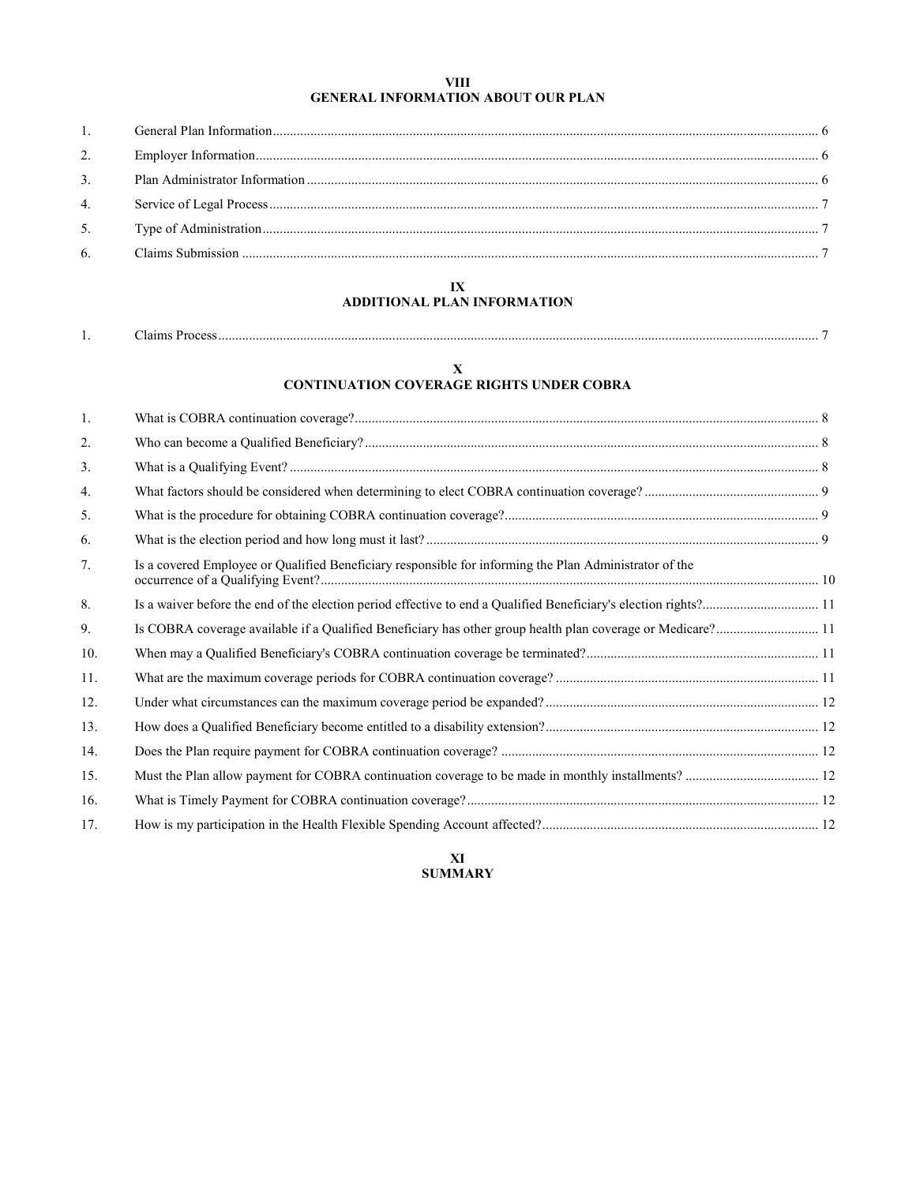## VIII
## GENERAL INFORMATION ABOUT OUR PLAN

| | | |
|---|---|---|
| 1. | General Plan Information | 6 |
| 2. | Employer Information | 6 |
| 3. | Plan Administrator Information | 6 |
| 4. | Service of Legal Process | 7 |
| 5. | Type of Administration | 7 |
| 6. | Claims Submission | 7 |

## IX
## ADDITIONAL PLAN INFORMATION

| | | |
|---|---|---|
| 1. | Claims Process | 7 |

## X
## CONTINUATION COVERAGE RIGHTS UNDER COBRA

| | | |
|---|---|---|
| 1. | What is COBRA continuation coverage? | 8 |
| 2. | Who can become a Qualified Beneficiary? | 8 |
| 3. | What is a Qualifying Event? | 8 |
| 4. | What factors should be considered when determining to elect COBRA continuation coverage? | 9 |
| 5. | What is the procedure for obtaining COBRA continuation coverage? | 9 |
| 6. | What is the election period and how long must it last? | 9 |
| 7. | Is a covered Employee or Qualified Beneficiary responsible for informing the Plan Administrator of the occurrence of a Qualifying Event? | 10 |
| 8. | Is a waiver before the end of the election period effective to end a Qualified Beneficiary's election rights? | 11 |
| 9. | Is COBRA coverage available if a Qualified Beneficiary has other group health plan coverage or Medicare? | 11 |
| 10. | When may a Qualified Beneficiary's COBRA continuation coverage be terminated? | 11 |
| 11. | What are the maximum coverage periods for COBRA continuation coverage? | 11 |
| 12. | Under what circumstances can the maximum coverage period be expanded? | 12 |
| 13. | How does a Qualified Beneficiary become entitled to a disability extension? | 12 |
| 14. | Does the Plan require payment for COBRA continuation coverage? | 12 |
| 15. | Must the Plan allow payment for COBRA continuation coverage to be made in monthly installments? | 12 |
| 16. | What is Timely Payment for COBRA continuation coverage? | 12 |
| 17. | How is my participation in the Health Flexible Spending Account affected? | 12 |

## XI
## SUMMARY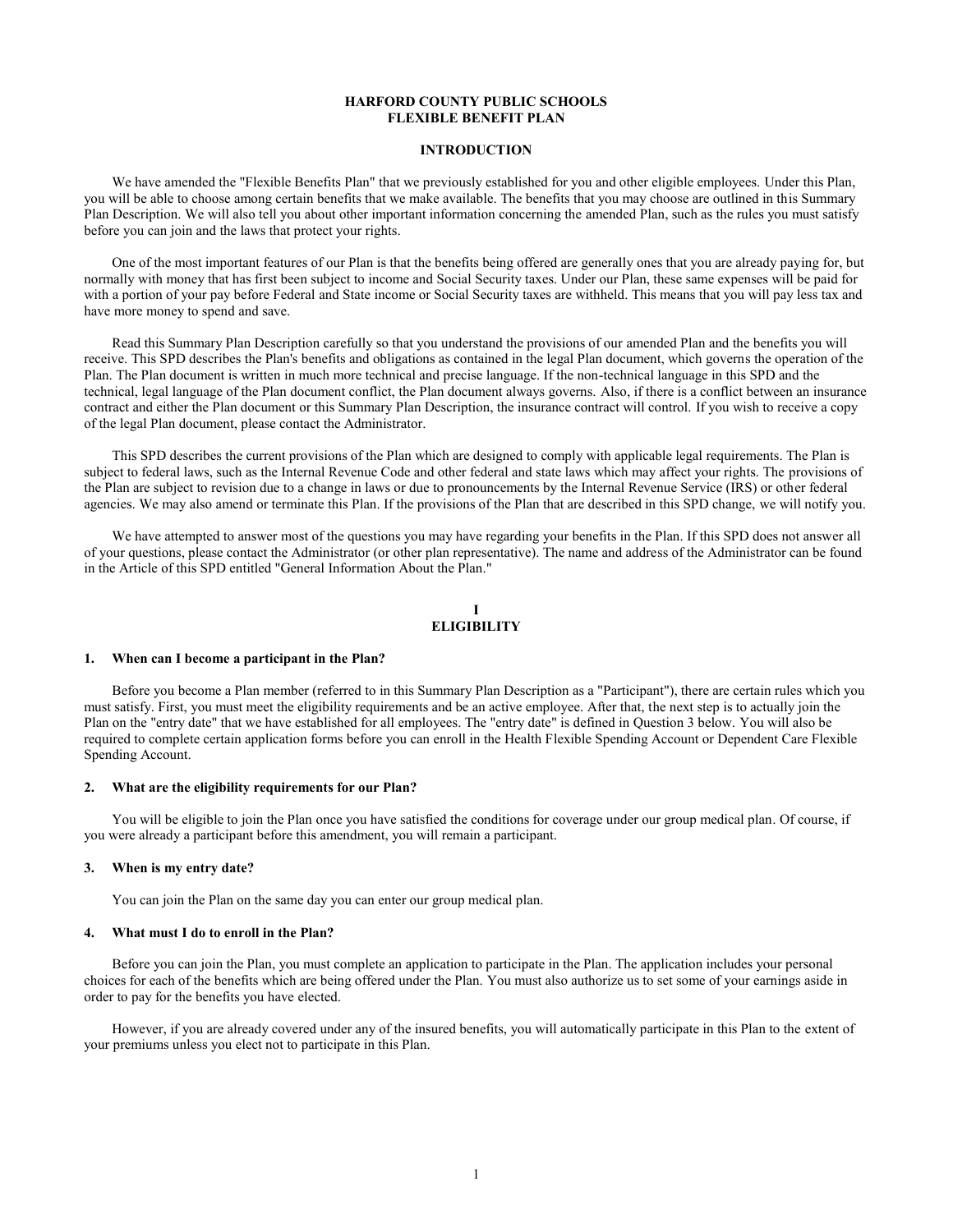# HARFORD COUNTY PUBLIC SCHOOLS
# FLEXIBLE BENEFIT PLAN

## INTRODUCTION

We have amended the "Flexible Benefits Plan" that we previously established for you and other eligible employees. Under this Plan, you will be able to choose among certain benefits that we make available. The benefits that you may choose are outlined in this Summary Plan Description. We will also tell you about other important information concerning the amended Plan, such as the rules you must satisfy before you can join and the laws that protect your rights.

One of the most important features of our Plan is that the benefits being offered are generally ones that you are already paying for, but normally with money that has first been subject to income and Social Security taxes. Under our Plan, these same expenses will be paid for with a portion of your pay before Federal and State income or Social Security taxes are withheld. This means that you will pay less tax and have more money to spend and save.

Read this Summary Plan Description carefully so that you understand the provisions of our amended Plan and the benefits you will receive. This SPD describes the Plan's benefits and obligations as contained in the legal Plan document, which governs the operation of the Plan. The Plan document is written in much more technical and precise language. If the non-technical language in this SPD and the technical, legal language of the Plan document conflict, the Plan document always governs. Also, if there is a conflict between an insurance contract and either the Plan document or this Summary Plan Description, the insurance contract will control. If you wish to receive a copy of the legal Plan document, please contact the Administrator.

This SPD describes the current provisions of the Plan which are designed to comply with applicable legal requirements. The Plan is subject to federal laws, such as the Internal Revenue Code and other federal and state laws which may affect your rights. The provisions of the Plan are subject to revision due to a change in laws or due to pronouncements by the Internal Revenue Service (IRS) or other federal agencies. We may also amend or terminate this Plan. If the provisions of the Plan that are described in this SPD change, we will notify you.

We have attempted to answer most of the questions you may have regarding your benefits in the Plan. If this SPD does not answer all of your questions, please contact the Administrator (or other plan representative). The name and address of the Administrator can be found in the Article of this SPD entitled "General Information About the Plan."

## I
## ELIGIBILITY

### 1. When can I become a participant in the Plan?

Before you become a Plan member (referred to in this Summary Plan Description as a "Participant"), there are certain rules which you must satisfy. First, you must meet the eligibility requirements and be an active employee. After that, the next step is to actually join the Plan on the "entry date" that we have established for all employees. The "entry date" is defined in Question 3 below. You will also be required to complete certain application forms before you can enroll in the Health Flexible Spending Account or Dependent Care Flexible Spending Account.

### 2. What are the eligibility requirements for our Plan?

You will be eligible to join the Plan once you have satisfied the conditions for coverage under our group medical plan. Of course, if you were already a participant before this amendment, you will remain a participant.

### 3. When is my entry date?

You can join the Plan on the same day you can enter our group medical plan.

### 4. What must I do to enroll in the Plan?

Before you can join the Plan, you must complete an application to participate in the Plan. The application includes your personal choices for each of the benefits which are being offered under the Plan. You must also authorize us to set some of your earnings aside in order to pay for the benefits you have elected.

However, if you are already covered under any of the insured benefits, you will automatically participate in this Plan to the extent of your premiums unless you elect not to participate in this Plan.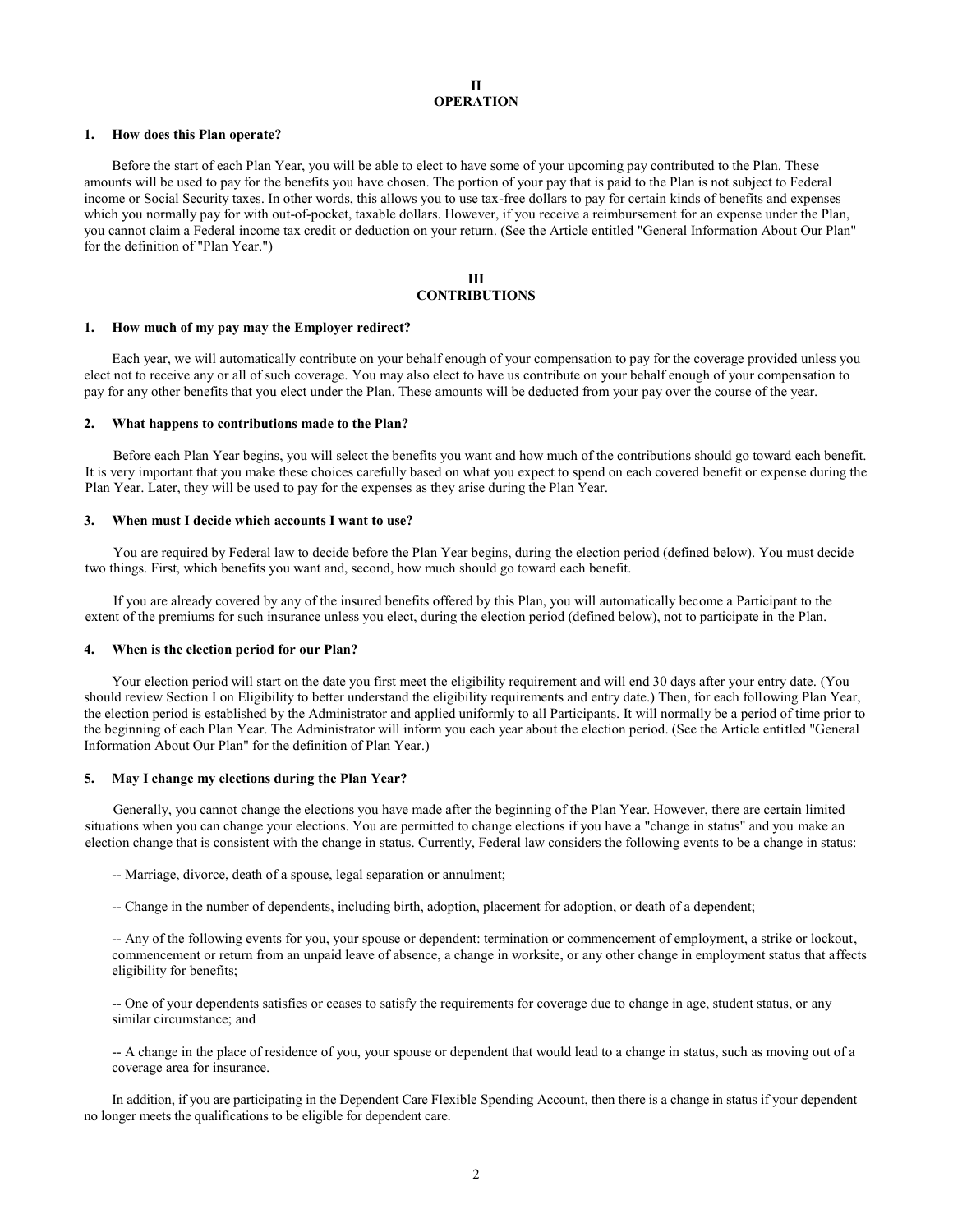## II
## OPERATION

**1. How does this Plan operate?**

Before the start of each Plan Year, you will be able to elect to have some of your upcoming pay contributed to the Plan. These amounts will be used to pay for the benefits you have chosen. The portion of your pay that is paid to the Plan is not subject to Federal income or Social Security taxes. In other words, this allows you to use tax-free dollars to pay for certain kinds of benefits and expenses which you normally pay for with out-of-pocket, taxable dollars. However, if you receive a reimbursement for an expense under the Plan, you cannot claim a Federal income tax credit or deduction on your return. (See the Article entitled "General Information About Our Plan" for the definition of "Plan Year.")

## III
## CONTRIBUTIONS

**1. How much of my pay may the Employer redirect?**

Each year, we will automatically contribute on your behalf enough of your compensation to pay for the coverage provided unless you elect not to receive any or all of such coverage. You may also elect to have us contribute on your behalf enough of your compensation to pay for any other benefits that you elect under the Plan. These amounts will be deducted from your pay over the course of the year.

**2. What happens to contributions made to the Plan?**

Before each Plan Year begins, you will select the benefits you want and how much of the contributions should go toward each benefit. It is very important that you make these choices carefully based on what you expect to spend on each covered benefit or expense during the Plan Year. Later, they will be used to pay for the expenses as they arise during the Plan Year.

**3. When must I decide which accounts I want to use?**

You are required by Federal law to decide before the Plan Year begins, during the election period (defined below). You must decide two things. First, which benefits you want and, second, how much should go toward each benefit.

If you are already covered by any of the insured benefits offered by this Plan, you will automatically become a Participant to the extent of the premiums for such insurance unless you elect, during the election period (defined below), not to participate in the Plan.

**4. When is the election period for our Plan?**

Your election period will start on the date you first meet the eligibility requirement and will end 30 days after your entry date. (You should review Section I on Eligibility to better understand the eligibility requirements and entry date.) Then, for each following Plan Year, the election period is established by the Administrator and applied uniformly to all Participants. It will normally be a period of time prior to the beginning of each Plan Year. The Administrator will inform you each year about the election period. (See the Article entitled "General Information About Our Plan" for the definition of Plan Year.)

**5. May I change my elections during the Plan Year?**

Generally, you cannot change the elections you have made after the beginning of the Plan Year. However, there are certain limited situations when you can change your elections. You are permitted to change elections if you have a "change in status" and you make an election change that is consistent with the change in status. Currently, Federal law considers the following events to be a change in status:

-- Marriage, divorce, death of a spouse, legal separation or annulment;

-- Change in the number of dependents, including birth, adoption, placement for adoption, or death of a dependent;

-- Any of the following events for you, your spouse or dependent: termination or commencement of employment, a strike or lockout, commencement or return from an unpaid leave of absence, a change in worksite, or any other change in employment status that affects eligibility for benefits;

-- One of your dependents satisfies or ceases to satisfy the requirements for coverage due to change in age, student status, or any similar circumstance; and

-- A change in the place of residence of you, your spouse or dependent that would lead to a change in status, such as moving out of a coverage area for insurance.

In addition, if you are participating in the Dependent Care Flexible Spending Account, then there is a change in status if your dependent no longer meets the qualifications to be eligible for dependent care.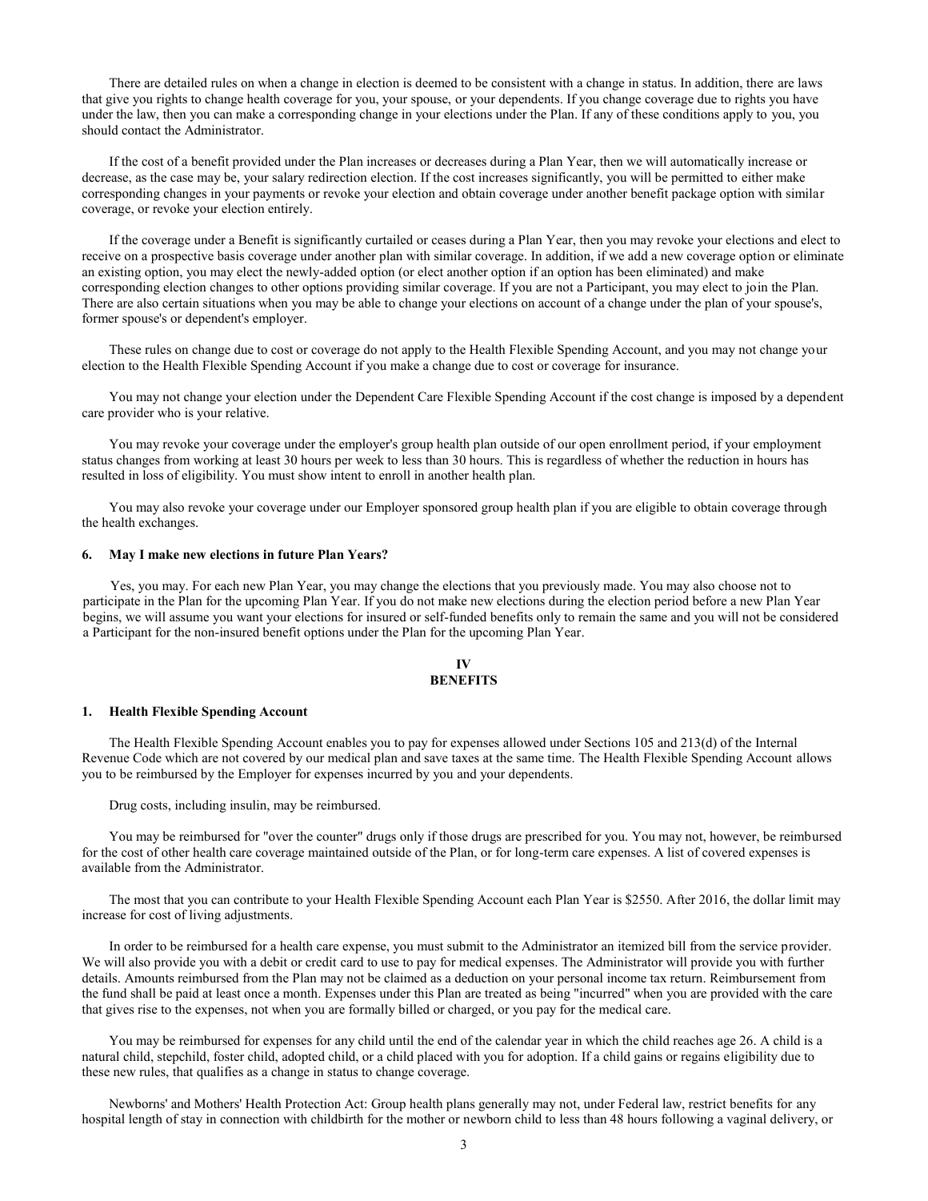There are detailed rules on when a change in election is deemed to be consistent with a change in status. In addition, there are laws that give you rights to change health coverage for you, your spouse, or your dependents. If you change coverage due to rights you have under the law, then you can make a corresponding change in your elections under the Plan. If any of these conditions apply to you, you should contact the Administrator.

If the cost of a benefit provided under the Plan increases or decreases during a Plan Year, then we will automatically increase or decrease, as the case may be, your salary redirection election. If the cost increases significantly, you will be permitted to either make corresponding changes in your payments or revoke your election and obtain coverage under another benefit package option with similar coverage, or revoke your election entirely.

If the coverage under a Benefit is significantly curtailed or ceases during a Plan Year, then you may revoke your elections and elect to receive on a prospective basis coverage under another plan with similar coverage. In addition, if we add a new coverage option or eliminate an existing option, you may elect the newly-added option (or elect another option if an option has been eliminated) and make corresponding election changes to other options providing similar coverage. If you are not a Participant, you may elect to join the Plan. There are also certain situations when you may be able to change your elections on account of a change under the plan of your spouse's, former spouse's or dependent's employer.

These rules on change due to cost or coverage do not apply to the Health Flexible Spending Account, and you may not change your election to the Health Flexible Spending Account if you make a change due to cost or coverage for insurance.

You may not change your election under the Dependent Care Flexible Spending Account if the cost change is imposed by a dependent care provider who is your relative.

You may revoke your coverage under the employer's group health plan outside of our open enrollment period, if your employment status changes from working at least 30 hours per week to less than 30 hours. This is regardless of whether the reduction in hours has resulted in loss of eligibility. You must show intent to enroll in another health plan.

You may also revoke your coverage under our Employer sponsored group health plan if you are eligible to obtain coverage through the health exchanges.

### 6. May I make new elections in future Plan Years?

Yes, you may. For each new Plan Year, you may change the elections that you previously made. You may also choose not to participate in the Plan for the upcoming Plan Year. If you do not make new elections during the election period before a new Plan Year begins, we will assume you want your elections for insured or self-funded benefits only to remain the same and you will not be considered a Participant for the non-insured benefit options under the Plan for the upcoming Plan Year.

## IV
## BENEFITS

### 1. Health Flexible Spending Account

The Health Flexible Spending Account enables you to pay for expenses allowed under Sections 105 and 213(d) of the Internal Revenue Code which are not covered by our medical plan and save taxes at the same time. The Health Flexible Spending Account allows you to be reimbursed by the Employer for expenses incurred by you and your dependents.

Drug costs, including insulin, may be reimbursed.

You may be reimbursed for "over the counter" drugs only if those drugs are prescribed for you. You may not, however, be reimbursed for the cost of other health care coverage maintained outside of the Plan, or for long-term care expenses. A list of covered expenses is available from the Administrator.

The most that you can contribute to your Health Flexible Spending Account each Plan Year is $2550. After 2016, the dollar limit may increase for cost of living adjustments.

In order to be reimbursed for a health care expense, you must submit to the Administrator an itemized bill from the service provider. We will also provide you with a debit or credit card to use to pay for medical expenses. The Administrator will provide you with further details. Amounts reimbursed from the Plan may not be claimed as a deduction on your personal income tax return. Reimbursement from the fund shall be paid at least once a month. Expenses under this Plan are treated as being "incurred" when you are provided with the care that gives rise to the expenses, not when you are formally billed or charged, or you pay for the medical care.

You may be reimbursed for expenses for any child until the end of the calendar year in which the child reaches age 26. A child is a natural child, stepchild, foster child, adopted child, or a child placed with you for adoption. If a child gains or regains eligibility due to these new rules, that qualifies as a change in status to change coverage.

Newborns' and Mothers' Health Protection Act: Group health plans generally may not, under Federal law, restrict benefits for any hospital length of stay in connection with childbirth for the mother or newborn child to less than 48 hours following a vaginal delivery, or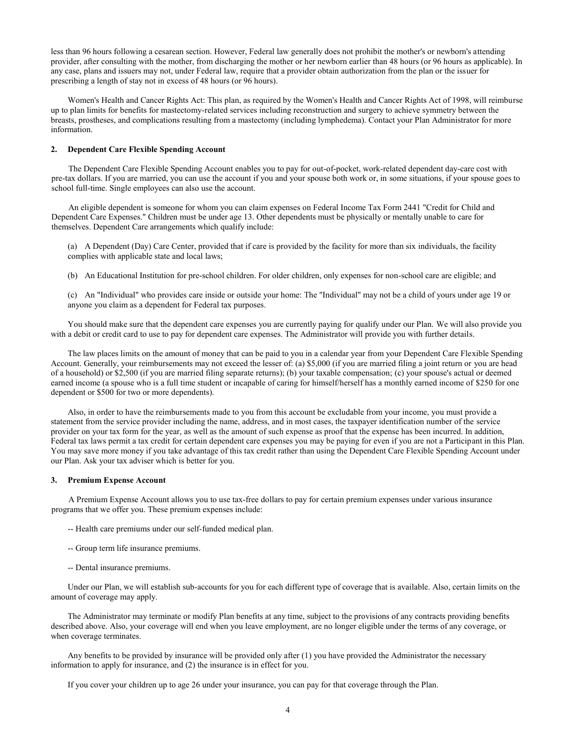less than 96 hours following a cesarean section. However, Federal law generally does not prohibit the mother's or newborn's attending provider, after consulting with the mother, from discharging the mother or her newborn earlier than 48 hours (or 96 hours as applicable). In any case, plans and issuers may not, under Federal law, require that a provider obtain authorization from the plan or the issuer for prescribing a length of stay not in excess of 48 hours (or 96 hours).

Women's Health and Cancer Rights Act: This plan, as required by the Women's Health and Cancer Rights Act of 1998, will reimburse up to plan limits for benefits for mastectomy-related services including reconstruction and surgery to achieve symmetry between the breasts, prostheses, and complications resulting from a mastectomy (including lymphedema). Contact your Plan Administrator for more information.

### 2. Dependent Care Flexible Spending Account

The Dependent Care Flexible Spending Account enables you to pay for out-of-pocket, work-related dependent day-care cost with pre-tax dollars. If you are married, you can use the account if you and your spouse both work or, in some situations, if your spouse goes to school full-time. Single employees can also use the account.

An eligible dependent is someone for whom you can claim expenses on Federal Income Tax Form 2441 "Credit for Child and Dependent Care Expenses." Children must be under age 13. Other dependents must be physically or mentally unable to care for themselves. Dependent Care arrangements which qualify include:

(a) A Dependent (Day) Care Center, provided that if care is provided by the facility for more than six individuals, the facility complies with applicable state and local laws;

(b) An Educational Institution for pre-school children. For older children, only expenses for non-school care are eligible; and

(c) An "Individual" who provides care inside or outside your home: The "Individual" may not be a child of yours under age 19 or anyone you claim as a dependent for Federal tax purposes.

You should make sure that the dependent care expenses you are currently paying for qualify under our Plan. We will also provide you with a debit or credit card to use to pay for dependent care expenses. The Administrator will provide you with further details.

The law places limits on the amount of money that can be paid to you in a calendar year from your Dependent Care Flexible Spending Account. Generally, your reimbursements may not exceed the lesser of: (a) $5,000 (if you are married filing a joint return or you are head of a household) or $2,500 (if you are married filing separate returns); (b) your taxable compensation; (c) your spouse's actual or deemed earned income (a spouse who is a full time student or incapable of caring for himself/herself has a monthly earned income of $250 for one dependent or $500 for two or more dependents).

Also, in order to have the reimbursements made to you from this account be excludable from your income, you must provide a statement from the service provider including the name, address, and in most cases, the taxpayer identification number of the service provider on your tax form for the year, as well as the amount of such expense as proof that the expense has been incurred. In addition, Federal tax laws permit a tax credit for certain dependent care expenses you may be paying for even if you are not a Participant in this Plan. You may save more money if you take advantage of this tax credit rather than using the Dependent Care Flexible Spending Account under our Plan. Ask your tax adviser which is better for you.

### 3. Premium Expense Account

A Premium Expense Account allows you to use tax-free dollars to pay for certain premium expenses under various insurance programs that we offer you. These premium expenses include:

-- Health care premiums under our self-funded medical plan.

-- Group term life insurance premiums.

-- Dental insurance premiums.

Under our Plan, we will establish sub-accounts for you for each different type of coverage that is available. Also, certain limits on the amount of coverage may apply.

The Administrator may terminate or modify Plan benefits at any time, subject to the provisions of any contracts providing benefits described above. Also, your coverage will end when you leave employment, are no longer eligible under the terms of any coverage, or when coverage terminates.

Any benefits to be provided by insurance will be provided only after (1) you have provided the Administrator the necessary information to apply for insurance, and (2) the insurance is in effect for you.

If you cover your children up to age 26 under your insurance, you can pay for that coverage through the Plan.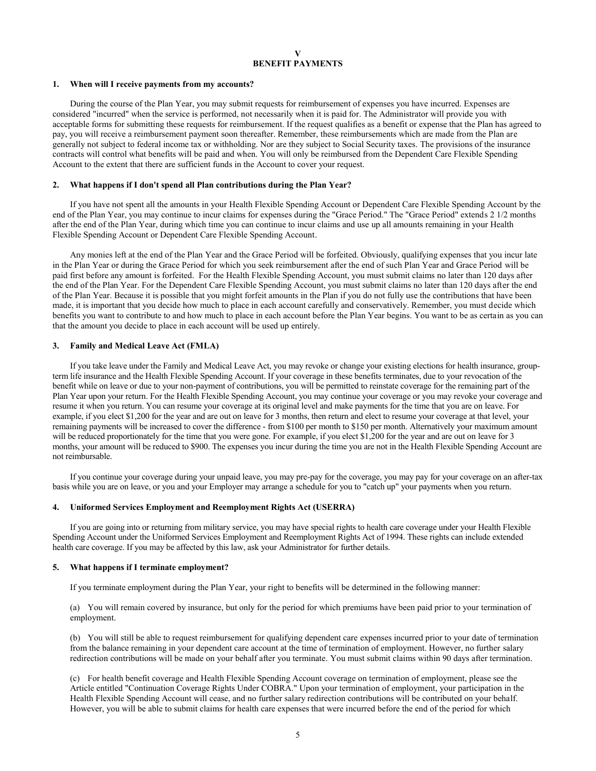## V
## BENEFIT PAYMENTS

### 1. When will I receive payments from my accounts?

During the course of the Plan Year, you may submit requests for reimbursement of expenses you have incurred. Expenses are considered "incurred" when the service is performed, not necessarily when it is paid for. The Administrator will provide you with acceptable forms for submitting these requests for reimbursement. If the request qualifies as a benefit or expense that the Plan has agreed to pay, you will receive a reimbursement payment soon thereafter. Remember, these reimbursements which are made from the Plan are generally not subject to federal income tax or withholding. Nor are they subject to Social Security taxes. The provisions of the insurance contracts will control what benefits will be paid and when. You will only be reimbursed from the Dependent Care Flexible Spending Account to the extent that there are sufficient funds in the Account to cover your request.

### 2. What happens if I don't spend all Plan contributions during the Plan Year?

If you have not spent all the amounts in your Health Flexible Spending Account or Dependent Care Flexible Spending Account by the end of the Plan Year, you may continue to incur claims for expenses during the "Grace Period." The "Grace Period" extends 2 1/2 months after the end of the Plan Year, during which time you can continue to incur claims and use up all amounts remaining in your Health Flexible Spending Account or Dependent Care Flexible Spending Account.

Any monies left at the end of the Plan Year and the Grace Period will be forfeited. Obviously, qualifying expenses that you incur late in the Plan Year or during the Grace Period for which you seek reimbursement after the end of such Plan Year and Grace Period will be paid first before any amount is forfeited. For the Health Flexible Spending Account, you must submit claims no later than 120 days after the end of the Plan Year. For the Dependent Care Flexible Spending Account, you must submit claims no later than 120 days after the end of the Plan Year. Because it is possible that you might forfeit amounts in the Plan if you do not fully use the contributions that have been made, it is important that you decide how much to place in each account carefully and conservatively. Remember, you must decide which benefits you want to contribute to and how much to place in each account before the Plan Year begins. You want to be as certain as you can that the amount you decide to place in each account will be used up entirely.

### 3. Family and Medical Leave Act (FMLA)

If you take leave under the Family and Medical Leave Act, you may revoke or change your existing elections for health insurance, group-term life insurance and the Health Flexible Spending Account. If your coverage in these benefits terminates, due to your revocation of the benefit while on leave or due to your non-payment of contributions, you will be permitted to reinstate coverage for the remaining part of the Plan Year upon your return. For the Health Flexible Spending Account, you may continue your coverage or you may revoke your coverage and resume it when you return. You can resume your coverage at its original level and make payments for the time that you are on leave. For example, if you elect $1,200 for the year and are out on leave for 3 months, then return and elect to resume your coverage at that level, your remaining payments will be increased to cover the difference - from $100 per month to $150 per month. Alternatively your maximum amount will be reduced proportionately for the time that you were gone. For example, if you elect $1,200 for the year and are out on leave for 3 months, your amount will be reduced to $900. The expenses you incur during the time you are not in the Health Flexible Spending Account are not reimbursable.

If you continue your coverage during your unpaid leave, you may pre-pay for the coverage, you may pay for your coverage on an after-tax basis while you are on leave, or you and your Employer may arrange a schedule for you to "catch up" your payments when you return.

### 4. Uniformed Services Employment and Reemployment Rights Act (USERRA)

If you are going into or returning from military service, you may have special rights to health care coverage under your Health Flexible Spending Account under the Uniformed Services Employment and Reemployment Rights Act of 1994. These rights can include extended health care coverage. If you may be affected by this law, ask your Administrator for further details.

### 5. What happens if I terminate employment?

If you terminate employment during the Plan Year, your right to benefits will be determined in the following manner:

(a) You will remain covered by insurance, but only for the period for which premiums have been paid prior to your termination of employment.

(b) You will still be able to request reimbursement for qualifying dependent care expenses incurred prior to your date of termination from the balance remaining in your dependent care account at the time of termination of employment. However, no further salary redirection contributions will be made on your behalf after you terminate. You must submit claims within 90 days after termination.

(c) For health benefit coverage and Health Flexible Spending Account coverage on termination of employment, please see the Article entitled "Continuation Coverage Rights Under COBRA." Upon your termination of employment, your participation in the Health Flexible Spending Account will cease, and no further salary redirection contributions will be contributed on your behalf. However, you will be able to submit claims for health care expenses that were incurred before the end of the period for which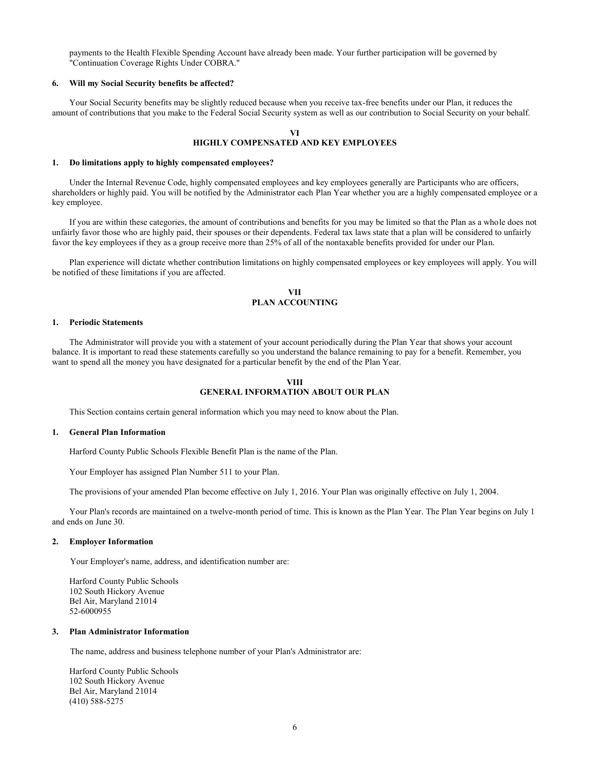payments to the Health Flexible Spending Account have already been made. Your further participation will be governed by "Continuation Coverage Rights Under COBRA."

**6. Will my Social Security benefits be affected?**

Your Social Security benefits may be slightly reduced because when you receive tax-free benefits under our Plan, it reduces the amount of contributions that you make to the Federal Social Security system as well as our contribution to Social Security on your behalf.

## VI
## HIGHLY COMPENSATED AND KEY EMPLOYEES

**1. Do limitations apply to highly compensated employees?**

Under the Internal Revenue Code, highly compensated employees and key employees generally are Participants who are officers, shareholders or highly paid. You will be notified by the Administrator each Plan Year whether you are a highly compensated employee or a key employee.

If you are within these categories, the amount of contributions and benefits for you may be limited so that the Plan as a whole does not unfairly favor those who are highly paid, their spouses or their dependents. Federal tax laws state that a plan will be considered to unfairly favor the key employees if they as a group receive more than 25% of all of the nontaxable benefits provided for under our Plan.

Plan experience will dictate whether contribution limitations on highly compensated employees or key employees will apply. You will be notified of these limitations if you are affected.

## VII
## PLAN ACCOUNTING

**1. Periodic Statements**

The Administrator will provide you with a statement of your account periodically during the Plan Year that shows your account balance. It is important to read these statements carefully so you understand the balance remaining to pay for a benefit. Remember, you want to spend all the money you have designated for a particular benefit by the end of the Plan Year.

## VIII
## GENERAL INFORMATION ABOUT OUR PLAN

This Section contains certain general information which you may need to know about the Plan.

**1. General Plan Information**

Harford County Public Schools Flexible Benefit Plan is the name of the Plan.

Your Employer has assigned Plan Number 511 to your Plan.

The provisions of your amended Plan become effective on July 1, 2016. Your Plan was originally effective on July 1, 2004.

Your Plan's records are maintained on a twelve-month period of time. This is known as the Plan Year. The Plan Year begins on July 1 and ends on June 30.

**2. Employer Information**

Your Employer's name, address, and identification number are:

Harford County Public Schools
102 South Hickory Avenue
Bel Air, Maryland 21014
52-6000955

**3. Plan Administrator Information**

The name, address and business telephone number of your Plan's Administrator are:

Harford County Public Schools
102 South Hickory Avenue
Bel Air, Maryland 21014
(410) 588-5275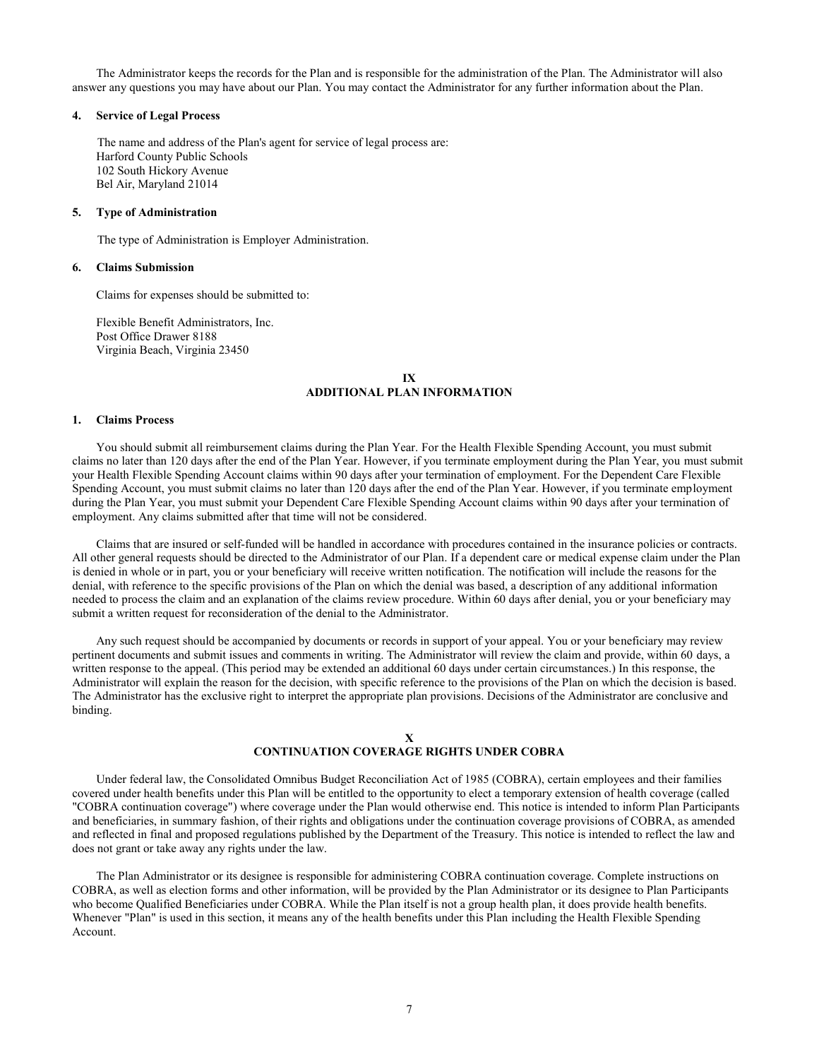The Administrator keeps the records for the Plan and is responsible for the administration of the Plan. The Administrator will also answer any questions you may have about our Plan. You may contact the Administrator for any further information about the Plan.

**4. Service of Legal Process**

The name and address of the Plan's agent for service of legal process are:
Harford County Public Schools
102 South Hickory Avenue
Bel Air, Maryland 21014

**5. Type of Administration**

The type of Administration is Employer Administration.

**6. Claims Submission**

Claims for expenses should be submitted to:

Flexible Benefit Administrators, Inc.
Post Office Drawer 8188
Virginia Beach, Virginia 23450

## IX
## ADDITIONAL PLAN INFORMATION

**1. Claims Process**

You should submit all reimbursement claims during the Plan Year. For the Health Flexible Spending Account, you must submit claims no later than 120 days after the end of the Plan Year. However, if you terminate employment during the Plan Year, you must submit your Health Flexible Spending Account claims within 90 days after your termination of employment. For the Dependent Care Flexible Spending Account, you must submit claims no later than 120 days after the end of the Plan Year. However, if you terminate employment during the Plan Year, you must submit your Dependent Care Flexible Spending Account claims within 90 days after your termination of employment. Any claims submitted after that time will not be considered.

Claims that are insured or self-funded will be handled in accordance with procedures contained in the insurance policies or contracts. All other general requests should be directed to the Administrator of our Plan. If a dependent care or medical expense claim under the Plan is denied in whole or in part, you or your beneficiary will receive written notification. The notification will include the reasons for the denial, with reference to the specific provisions of the Plan on which the denial was based, a description of any additional information needed to process the claim and an explanation of the claims review procedure. Within 60 days after denial, you or your beneficiary may submit a written request for reconsideration of the denial to the Administrator.

Any such request should be accompanied by documents or records in support of your appeal. You or your beneficiary may review pertinent documents and submit issues and comments in writing. The Administrator will review the claim and provide, within 60 days, a written response to the appeal. (This period may be extended an additional 60 days under certain circumstances.) In this response, the Administrator will explain the reason for the decision, with specific reference to the provisions of the Plan on which the decision is based. The Administrator has the exclusive right to interpret the appropriate plan provisions. Decisions of the Administrator are conclusive and binding.

## X
## CONTINUATION COVERAGE RIGHTS UNDER COBRA

Under federal law, the Consolidated Omnibus Budget Reconciliation Act of 1985 (COBRA), certain employees and their families covered under health benefits under this Plan will be entitled to the opportunity to elect a temporary extension of health coverage (called "COBRA continuation coverage") where coverage under the Plan would otherwise end. This notice is intended to inform Plan Participants and beneficiaries, in summary fashion, of their rights and obligations under the continuation coverage provisions of COBRA, as amended and reflected in final and proposed regulations published by the Department of the Treasury. This notice is intended to reflect the law and does not grant or take away any rights under the law.

The Plan Administrator or its designee is responsible for administering COBRA continuation coverage. Complete instructions on COBRA, as well as election forms and other information, will be provided by the Plan Administrator or its designee to Plan Participants who become Qualified Beneficiaries under COBRA. While the Plan itself is not a group health plan, it does provide health benefits. Whenever "Plan" is used in this section, it means any of the health benefits under this Plan including the Health Flexible Spending Account.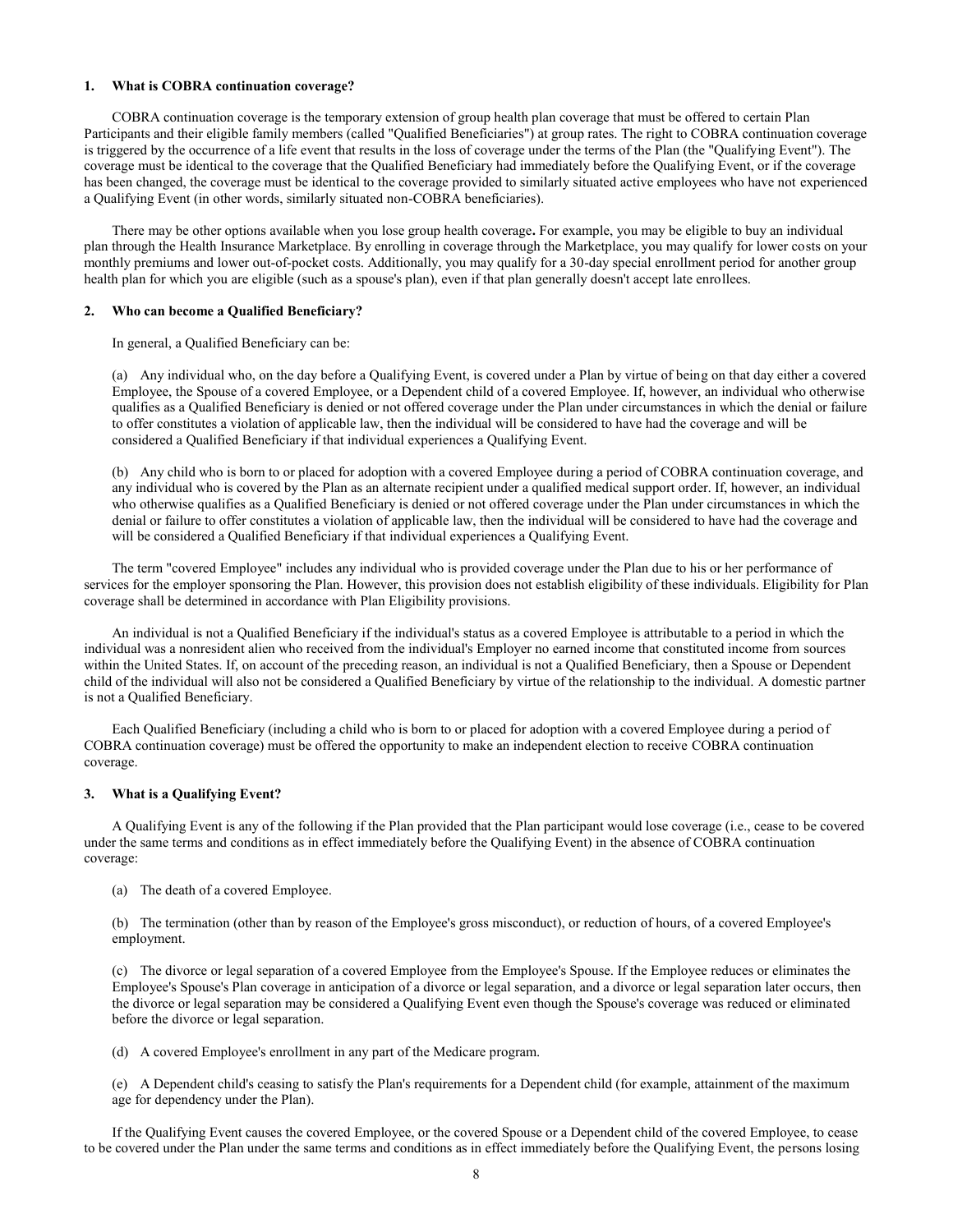## 1. What is COBRA continuation coverage?

COBRA continuation coverage is the temporary extension of group health plan coverage that must be offered to certain Plan Participants and their eligible family members (called "Qualified Beneficiaries") at group rates. The right to COBRA continuation coverage is triggered by the occurrence of a life event that results in the loss of coverage under the terms of the Plan (the "Qualifying Event"). The coverage must be identical to the coverage that the Qualified Beneficiary had immediately before the Qualifying Event, or if the coverage has been changed, the coverage must be identical to the coverage provided to similarly situated active employees who have not experienced a Qualifying Event (in other words, similarly situated non-COBRA beneficiaries).

There may be other options available when you lose group health coverage**.** For example, you may be eligible to buy an individual plan through the Health Insurance Marketplace. By enrolling in coverage through the Marketplace, you may qualify for lower costs on your monthly premiums and lower out-of-pocket costs. Additionally, you may qualify for a 30-day special enrollment period for another group health plan for which you are eligible (such as a spouse's plan), even if that plan generally doesn't accept late enrollees.

## 2. Who can become a Qualified Beneficiary?

In general, a Qualified Beneficiary can be:

(a) Any individual who, on the day before a Qualifying Event, is covered under a Plan by virtue of being on that day either a covered Employee, the Spouse of a covered Employee, or a Dependent child of a covered Employee. If, however, an individual who otherwise qualifies as a Qualified Beneficiary is denied or not offered coverage under the Plan under circumstances in which the denial or failure to offer constitutes a violation of applicable law, then the individual will be considered to have had the coverage and will be considered a Qualified Beneficiary if that individual experiences a Qualifying Event.

(b) Any child who is born to or placed for adoption with a covered Employee during a period of COBRA continuation coverage, and any individual who is covered by the Plan as an alternate recipient under a qualified medical support order. If, however, an individual who otherwise qualifies as a Qualified Beneficiary is denied or not offered coverage under the Plan under circumstances in which the denial or failure to offer constitutes a violation of applicable law, then the individual will be considered to have had the coverage and will be considered a Qualified Beneficiary if that individual experiences a Qualifying Event.

The term "covered Employee" includes any individual who is provided coverage under the Plan due to his or her performance of services for the employer sponsoring the Plan. However, this provision does not establish eligibility of these individuals. Eligibility for Plan coverage shall be determined in accordance with Plan Eligibility provisions.

An individual is not a Qualified Beneficiary if the individual's status as a covered Employee is attributable to a period in which the individual was a nonresident alien who received from the individual's Employer no earned income that constituted income from sources within the United States. If, on account of the preceding reason, an individual is not a Qualified Beneficiary, then a Spouse or Dependent child of the individual will also not be considered a Qualified Beneficiary by virtue of the relationship to the individual. A domestic partner is not a Qualified Beneficiary.

Each Qualified Beneficiary (including a child who is born to or placed for adoption with a covered Employee during a period of COBRA continuation coverage) must be offered the opportunity to make an independent election to receive COBRA continuation coverage.

## 3. What is a Qualifying Event?

A Qualifying Event is any of the following if the Plan provided that the Plan participant would lose coverage (i.e., cease to be covered under the same terms and conditions as in effect immediately before the Qualifying Event) in the absence of COBRA continuation coverage:

(a) The death of a covered Employee.

(b) The termination (other than by reason of the Employee's gross misconduct), or reduction of hours, of a covered Employee's employment.

(c) The divorce or legal separation of a covered Employee from the Employee's Spouse. If the Employee reduces or eliminates the Employee's Spouse's Plan coverage in anticipation of a divorce or legal separation, and a divorce or legal separation later occurs, then the divorce or legal separation may be considered a Qualifying Event even though the Spouse's coverage was reduced or eliminated before the divorce or legal separation.

(d) A covered Employee's enrollment in any part of the Medicare program.

(e) A Dependent child's ceasing to satisfy the Plan's requirements for a Dependent child (for example, attainment of the maximum age for dependency under the Plan).

If the Qualifying Event causes the covered Employee, or the covered Spouse or a Dependent child of the covered Employee, to cease to be covered under the Plan under the same terms and conditions as in effect immediately before the Qualifying Event, the persons losing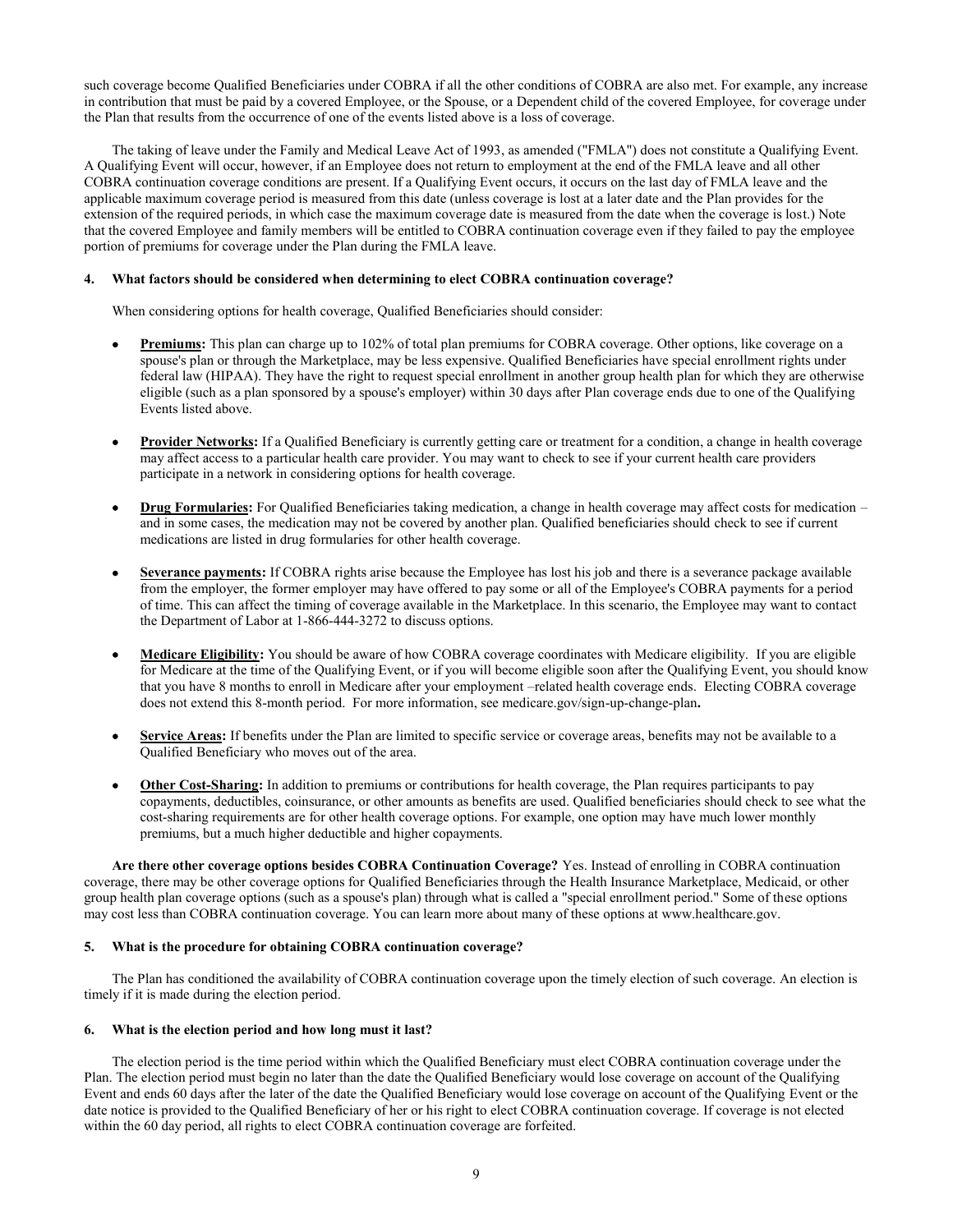such coverage become Qualified Beneficiaries under COBRA if all the other conditions of COBRA are also met. For example, any increase in contribution that must be paid by a covered Employee, or the Spouse, or a Dependent child of the covered Employee, for coverage under the Plan that results from the occurrence of one of the events listed above is a loss of coverage.

The taking of leave under the Family and Medical Leave Act of 1993, as amended ("FMLA") does not constitute a Qualifying Event. A Qualifying Event will occur, however, if an Employee does not return to employment at the end of the FMLA leave and all other COBRA continuation coverage conditions are present. If a Qualifying Event occurs, it occurs on the last day of FMLA leave and the applicable maximum coverage period is measured from this date (unless coverage is lost at a later date and the Plan provides for the extension of the required periods, in which case the maximum coverage date is measured from the date when the coverage is lost.) Note that the covered Employee and family members will be entitled to COBRA continuation coverage even if they failed to pay the employee portion of premiums for coverage under the Plan during the FMLA leave.

**4. What factors should be considered when determining to elect COBRA continuation coverage?**

When considering options for health coverage, Qualified Beneficiaries should consider:

- **Premiums:** This plan can charge up to 102% of total plan premiums for COBRA coverage. Other options, like coverage on a spouse's plan or through the Marketplace, may be less expensive. Qualified Beneficiaries have special enrollment rights under federal law (HIPAA). They have the right to request special enrollment in another group health plan for which they are otherwise eligible (such as a plan sponsored by a spouse's employer) within 30 days after Plan coverage ends due to one of the Qualifying Events listed above.

- **Provider Networks:** If a Qualified Beneficiary is currently getting care or treatment for a condition, a change in health coverage may affect access to a particular health care provider. You may want to check to see if your current health care providers participate in a network in considering options for health coverage.

- **Drug Formularies:** For Qualified Beneficiaries taking medication, a change in health coverage may affect costs for medication – and in some cases, the medication may not be covered by another plan. Qualified beneficiaries should check to see if current medications are listed in drug formularies for other health coverage.

- **Severance payments:** If COBRA rights arise because the Employee has lost his job and there is a severance package available from the employer, the former employer may have offered to pay some or all of the Employee's COBRA payments for a period of time. This can affect the timing of coverage available in the Marketplace. In this scenario, the Employee may want to contact the Department of Labor at 1-866-444-3272 to discuss options.

- **Medicare Eligibility:** You should be aware of how COBRA coverage coordinates with Medicare eligibility. If you are eligible for Medicare at the time of the Qualifying Event, or if you will become eligible soon after the Qualifying Event, you should know that you have 8 months to enroll in Medicare after your employment –related health coverage ends. Electing COBRA coverage does not extend this 8-month period. For more information, see medicare.gov/sign-up-change-plan**.**

- **Service Areas:** If benefits under the Plan are limited to specific service or coverage areas, benefits may not be available to a Qualified Beneficiary who moves out of the area.

- **Other Cost-Sharing:** In addition to premiums or contributions for health coverage, the Plan requires participants to pay copayments, deductibles, coinsurance, or other amounts as benefits are used. Qualified beneficiaries should check to see what the cost-sharing requirements are for other health coverage options. For example, one option may have much lower monthly premiums, but a much higher deductible and higher copayments.

**Are there other coverage options besides COBRA Continuation Coverage?** Yes. Instead of enrolling in COBRA continuation coverage, there may be other coverage options for Qualified Beneficiaries through the Health Insurance Marketplace, Medicaid, or other group health plan coverage options (such as a spouse's plan) through what is called a "special enrollment period." Some of these options may cost less than COBRA continuation coverage. You can learn more about many of these options at www.healthcare.gov.

**5. What is the procedure for obtaining COBRA continuation coverage?**

The Plan has conditioned the availability of COBRA continuation coverage upon the timely election of such coverage. An election is timely if it is made during the election period.

**6. What is the election period and how long must it last?**

The election period is the time period within which the Qualified Beneficiary must elect COBRA continuation coverage under the Plan. The election period must begin no later than the date the Qualified Beneficiary would lose coverage on account of the Qualifying Event and ends 60 days after the later of the date the Qualified Beneficiary would lose coverage on account of the Qualifying Event or the date notice is provided to the Qualified Beneficiary of her or his right to elect COBRA continuation coverage. If coverage is not elected within the 60 day period, all rights to elect COBRA continuation coverage are forfeited.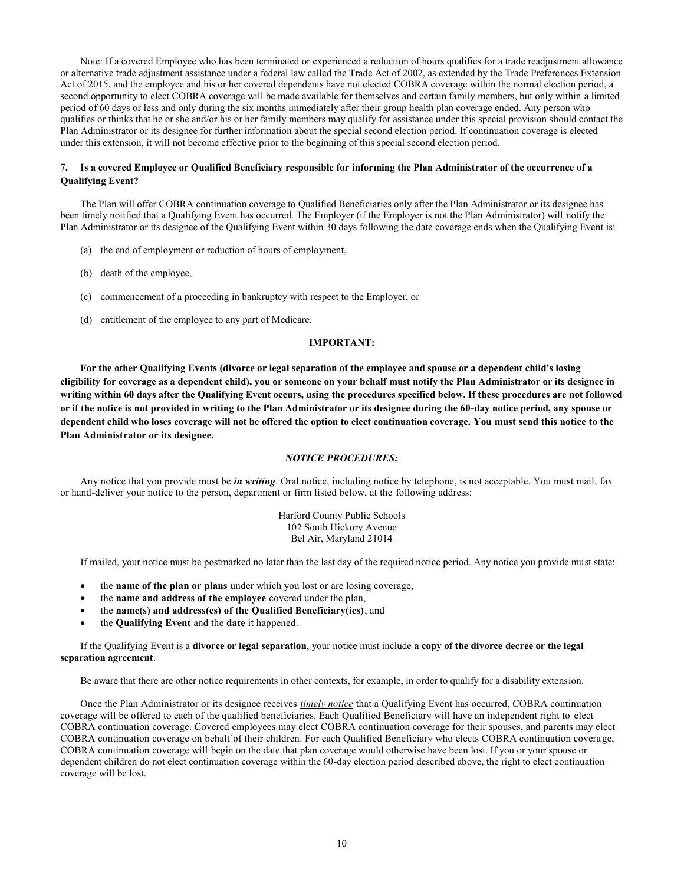Note: If a covered Employee who has been terminated or experienced a reduction of hours qualifies for a trade readjustment allowance or alternative trade adjustment assistance under a federal law called the Trade Act of 2002, as extended by the Trade Preferences Extension Act of 2015, and the employee and his or her covered dependents have not elected COBRA coverage within the normal election period, a second opportunity to elect COBRA coverage will be made available for themselves and certain family members, but only within a limited period of 60 days or less and only during the six months immediately after their group health plan coverage ended. Any person who qualifies or thinks that he or she and/or his or her family members may qualify for assistance under this special provision should contact the Plan Administrator or its designee for further information about the special second election period. If continuation coverage is elected under this extension, it will not become effective prior to the beginning of this special second election period.

### 7. Is a covered Employee or Qualified Beneficiary responsible for informing the Plan Administrator of the occurrence of a Qualifying Event?

The Plan will offer COBRA continuation coverage to Qualified Beneficiaries only after the Plan Administrator or its designee has been timely notified that a Qualifying Event has occurred. The Employer (if the Employer is not the Plan Administrator) will notify the Plan Administrator or its designee of the Qualifying Event within 30 days following the date coverage ends when the Qualifying Event is:

(a) the end of employment or reduction of hours of employment,

(b) death of the employee,

(c) commencement of a proceeding in bankruptcy with respect to the Employer, or

(d) entitlement of the employee to any part of Medicare.

**IMPORTANT:**

**For the other Qualifying Events (divorce or legal separation of the employee and spouse or a dependent child's losing eligibility for coverage as a dependent child), you or someone on your behalf must notify the Plan Administrator or its designee in writing within 60 days after the Qualifying Event occurs, using the procedures specified below. If these procedures are not followed or if the notice is not provided in writing to the Plan Administrator or its designee during the 60-day notice period, any spouse or dependent child who loses coverage will not be offered the option to elect continuation coverage. You must send this notice to the Plan Administrator or its designee.**

***NOTICE PROCEDURES:***

Any notice that you provide must be ***in writing***. Oral notice, including notice by telephone, is not acceptable. You must mail, fax or hand-deliver your notice to the person, department or firm listed below, at the following address:

Harford County Public Schools
102 South Hickory Avenue
Bel Air, Maryland 21014

If mailed, your notice must be postmarked no later than the last day of the required notice period. Any notice you provide must state:

- the **name of the plan or plans** under which you lost or are losing coverage,
- the **name and address of the employee** covered under the plan,
- the **name(s) and address(es) of the Qualified Beneficiary(ies)**, and
- the **Qualifying Event** and the **date** it happened.

If the Qualifying Event is a **divorce or legal separation**, your notice must include **a copy of the divorce decree or the legal separation agreement**.

Be aware that there are other notice requirements in other contexts, for example, in order to qualify for a disability extension.

Once the Plan Administrator or its designee receives *timely notice* that a Qualifying Event has occurred, COBRA continuation coverage will be offered to each of the qualified beneficiaries. Each Qualified Beneficiary will have an independent right to elect COBRA continuation coverage. Covered employees may elect COBRA continuation coverage for their spouses, and parents may elect COBRA continuation coverage on behalf of their children. For each Qualified Beneficiary who elects COBRA continuation coverage, COBRA continuation coverage will begin on the date that plan coverage would otherwise have been lost. If you or your spouse or dependent children do not elect continuation coverage within the 60-day election period described above, the right to elect continuation coverage will be lost.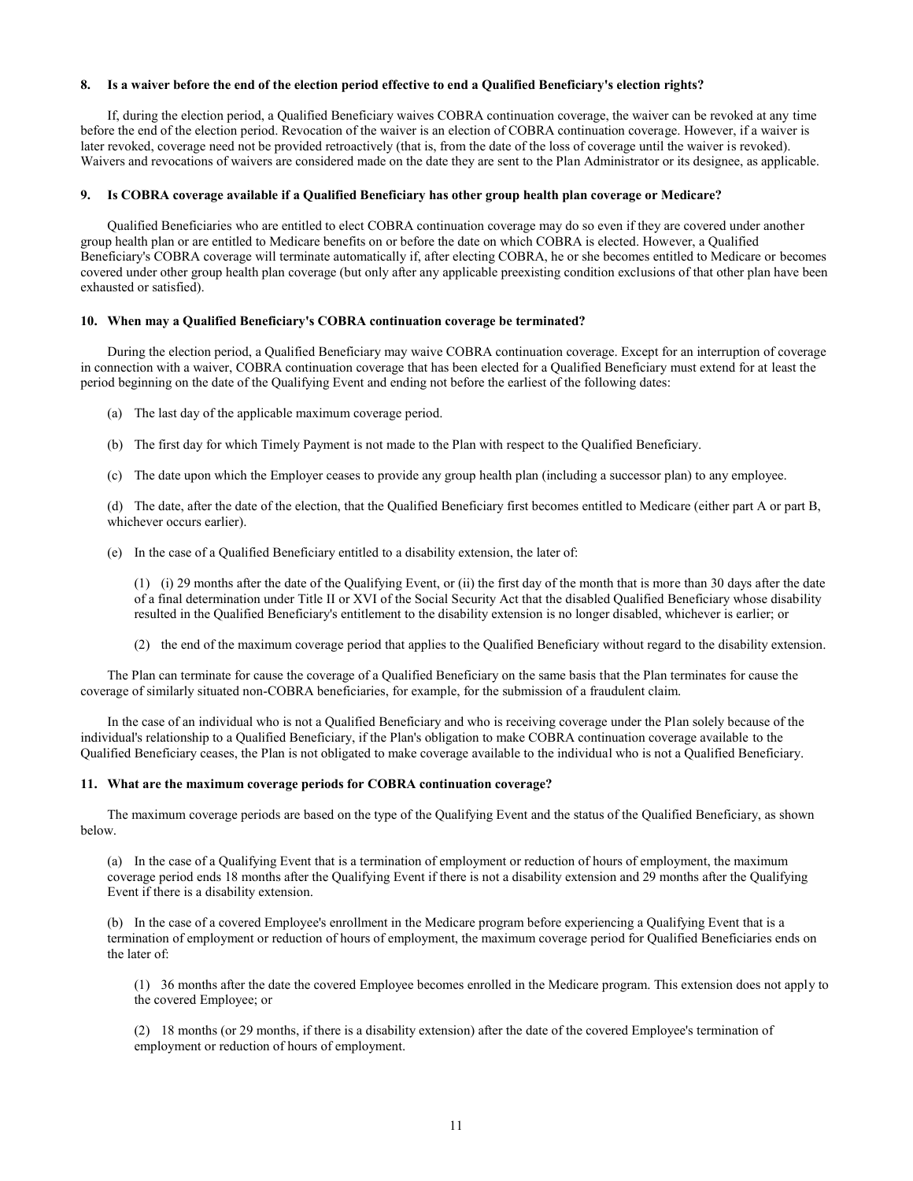**8. Is a waiver before the end of the election period effective to end a Qualified Beneficiary's election rights?**

If, during the election period, a Qualified Beneficiary waives COBRA continuation coverage, the waiver can be revoked at any time before the end of the election period. Revocation of the waiver is an election of COBRA continuation coverage. However, if a waiver is later revoked, coverage need not be provided retroactively (that is, from the date of the loss of coverage until the waiver is revoked). Waivers and revocations of waivers are considered made on the date they are sent to the Plan Administrator or its designee, as applicable.

**9. Is COBRA coverage available if a Qualified Beneficiary has other group health plan coverage or Medicare?**

Qualified Beneficiaries who are entitled to elect COBRA continuation coverage may do so even if they are covered under another group health plan or are entitled to Medicare benefits on or before the date on which COBRA is elected. However, a Qualified Beneficiary's COBRA coverage will terminate automatically if, after electing COBRA, he or she becomes entitled to Medicare or becomes covered under other group health plan coverage (but only after any applicable preexisting condition exclusions of that other plan have been exhausted or satisfied).

**10. When may a Qualified Beneficiary's COBRA continuation coverage be terminated?**

During the election period, a Qualified Beneficiary may waive COBRA continuation coverage. Except for an interruption of coverage in connection with a waiver, COBRA continuation coverage that has been elected for a Qualified Beneficiary must extend for at least the period beginning on the date of the Qualifying Event and ending not before the earliest of the following dates:

(a) The last day of the applicable maximum coverage period.

(b) The first day for which Timely Payment is not made to the Plan with respect to the Qualified Beneficiary.

(c) The date upon which the Employer ceases to provide any group health plan (including a successor plan) to any employee.

(d) The date, after the date of the election, that the Qualified Beneficiary first becomes entitled to Medicare (either part A or part B, whichever occurs earlier).

(e) In the case of a Qualified Beneficiary entitled to a disability extension, the later of:

> (1) (i) 29 months after the date of the Qualifying Event, or (ii) the first day of the month that is more than 30 days after the date of a final determination under Title II or XVI of the Social Security Act that the disabled Qualified Beneficiary whose disability resulted in the Qualified Beneficiary's entitlement to the disability extension is no longer disabled, whichever is earlier; or
>
> (2) the end of the maximum coverage period that applies to the Qualified Beneficiary without regard to the disability extension.

The Plan can terminate for cause the coverage of a Qualified Beneficiary on the same basis that the Plan terminates for cause the coverage of similarly situated non-COBRA beneficiaries, for example, for the submission of a fraudulent claim.

In the case of an individual who is not a Qualified Beneficiary and who is receiving coverage under the Plan solely because of the individual's relationship to a Qualified Beneficiary, if the Plan's obligation to make COBRA continuation coverage available to the Qualified Beneficiary ceases, the Plan is not obligated to make coverage available to the individual who is not a Qualified Beneficiary.

**11. What are the maximum coverage periods for COBRA continuation coverage?**

The maximum coverage periods are based on the type of the Qualifying Event and the status of the Qualified Beneficiary, as shown below.

(a) In the case of a Qualifying Event that is a termination of employment or reduction of hours of employment, the maximum coverage period ends 18 months after the Qualifying Event if there is not a disability extension and 29 months after the Qualifying Event if there is a disability extension.

(b) In the case of a covered Employee's enrollment in the Medicare program before experiencing a Qualifying Event that is a termination of employment or reduction of hours of employment, the maximum coverage period for Qualified Beneficiaries ends on the later of:

> (1) 36 months after the date the covered Employee becomes enrolled in the Medicare program. This extension does not apply to the covered Employee; or
>
> (2) 18 months (or 29 months, if there is a disability extension) after the date of the covered Employee's termination of employment or reduction of hours of employment.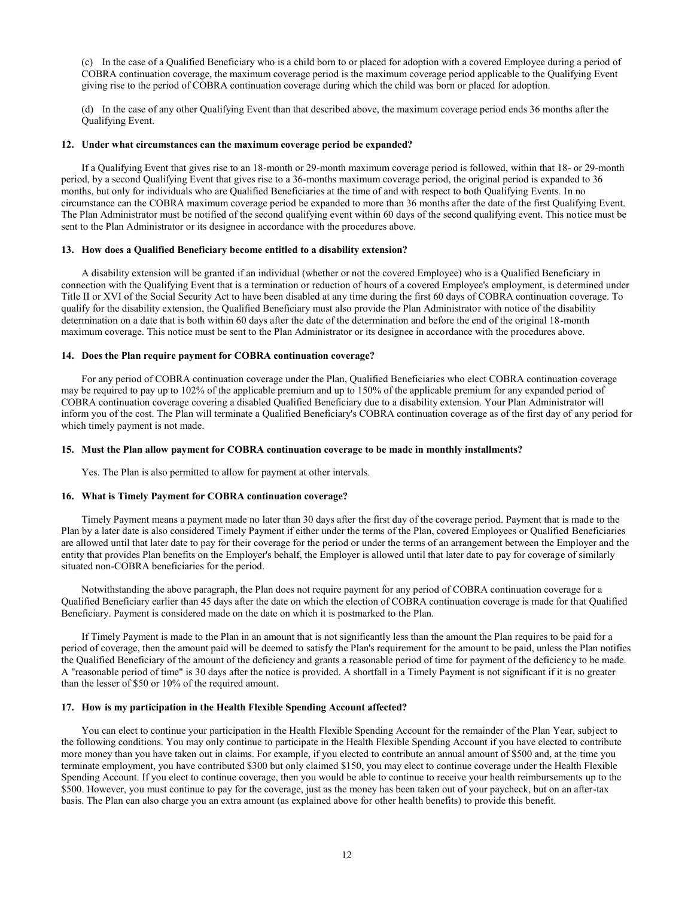(c) In the case of a Qualified Beneficiary who is a child born to or placed for adoption with a covered Employee during a period of COBRA continuation coverage, the maximum coverage period is the maximum coverage period applicable to the Qualifying Event giving rise to the period of COBRA continuation coverage during which the child was born or placed for adoption.

(d) In the case of any other Qualifying Event than that described above, the maximum coverage period ends 36 months after the Qualifying Event.

**12. Under what circumstances can the maximum coverage period be expanded?**

If a Qualifying Event that gives rise to an 18-month or 29-month maximum coverage period is followed, within that 18- or 29-month period, by a second Qualifying Event that gives rise to a 36-months maximum coverage period, the original period is expanded to 36 months, but only for individuals who are Qualified Beneficiaries at the time of and with respect to both Qualifying Events. In no circumstance can the COBRA maximum coverage period be expanded to more than 36 months after the date of the first Qualifying Event. The Plan Administrator must be notified of the second qualifying event within 60 days of the second qualifying event. This notice must be sent to the Plan Administrator or its designee in accordance with the procedures above.

**13. How does a Qualified Beneficiary become entitled to a disability extension?**

A disability extension will be granted if an individual (whether or not the covered Employee) who is a Qualified Beneficiary in connection with the Qualifying Event that is a termination or reduction of hours of a covered Employee's employment, is determined under Title II or XVI of the Social Security Act to have been disabled at any time during the first 60 days of COBRA continuation coverage. To qualify for the disability extension, the Qualified Beneficiary must also provide the Plan Administrator with notice of the disability determination on a date that is both within 60 days after the date of the determination and before the end of the original 18-month maximum coverage. This notice must be sent to the Plan Administrator or its designee in accordance with the procedures above.

**14. Does the Plan require payment for COBRA continuation coverage?**

For any period of COBRA continuation coverage under the Plan, Qualified Beneficiaries who elect COBRA continuation coverage may be required to pay up to 102% of the applicable premium and up to 150% of the applicable premium for any expanded period of COBRA continuation coverage covering a disabled Qualified Beneficiary due to a disability extension. Your Plan Administrator will inform you of the cost. The Plan will terminate a Qualified Beneficiary's COBRA continuation coverage as of the first day of any period for which timely payment is not made.

**15. Must the Plan allow payment for COBRA continuation coverage to be made in monthly installments?**

Yes. The Plan is also permitted to allow for payment at other intervals.

**16. What is Timely Payment for COBRA continuation coverage?**

Timely Payment means a payment made no later than 30 days after the first day of the coverage period. Payment that is made to the Plan by a later date is also considered Timely Payment if either under the terms of the Plan, covered Employees or Qualified Beneficiaries are allowed until that later date to pay for their coverage for the period or under the terms of an arrangement between the Employer and the entity that provides Plan benefits on the Employer's behalf, the Employer is allowed until that later date to pay for coverage of similarly situated non-COBRA beneficiaries for the period.

Notwithstanding the above paragraph, the Plan does not require payment for any period of COBRA continuation coverage for a Qualified Beneficiary earlier than 45 days after the date on which the election of COBRA continuation coverage is made for that Qualified Beneficiary. Payment is considered made on the date on which it is postmarked to the Plan.

If Timely Payment is made to the Plan in an amount that is not significantly less than the amount the Plan requires to be paid for a period of coverage, then the amount paid will be deemed to satisfy the Plan's requirement for the amount to be paid, unless the Plan notifies the Qualified Beneficiary of the amount of the deficiency and grants a reasonable period of time for payment of the deficiency to be made. A "reasonable period of time" is 30 days after the notice is provided. A shortfall in a Timely Payment is not significant if it is no greater than the lesser of $50 or 10% of the required amount.

**17. How is my participation in the Health Flexible Spending Account affected?**

You can elect to continue your participation in the Health Flexible Spending Account for the remainder of the Plan Year, subject to the following conditions. You may only continue to participate in the Health Flexible Spending Account if you have elected to contribute more money than you have taken out in claims. For example, if you elected to contribute an annual amount of $500 and, at the time you terminate employment, you have contributed $300 but only claimed $150, you may elect to continue coverage under the Health Flexible Spending Account. If you elect to continue coverage, then you would be able to continue to receive your health reimbursements up to the $500. However, you must continue to pay for the coverage, just as the money has been taken out of your paycheck, but on an after-tax basis. The Plan can also charge you an extra amount (as explained above for other health benefits) to provide this benefit.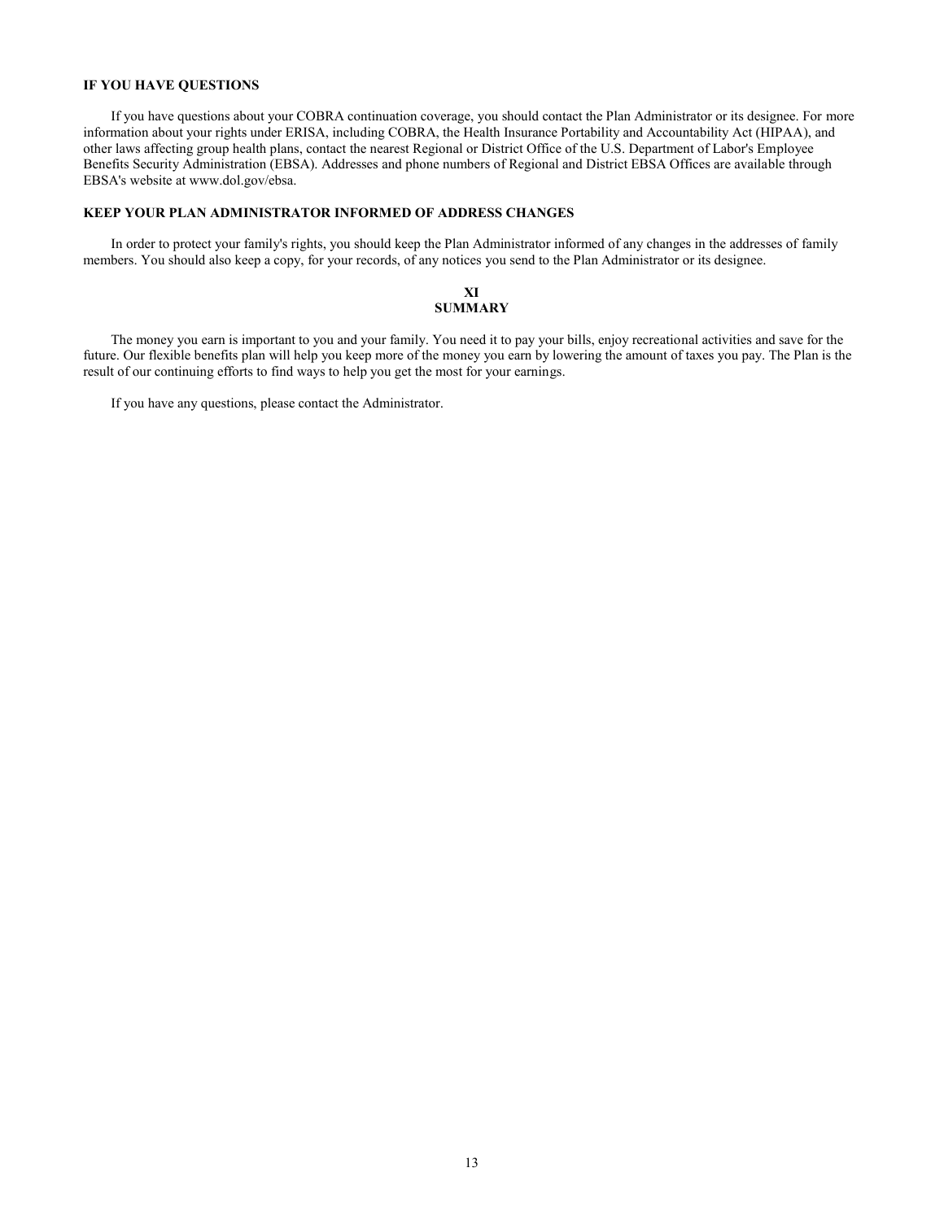**IF YOU HAVE QUESTIONS**

If you have questions about your COBRA continuation coverage, you should contact the Plan Administrator or its designee. For more information about your rights under ERISA, including COBRA, the Health Insurance Portability and Accountability Act (HIPAA), and other laws affecting group health plans, contact the nearest Regional or District Office of the U.S. Department of Labor's Employee Benefits Security Administration (EBSA). Addresses and phone numbers of Regional and District EBSA Offices are available through EBSA's website at www.dol.gov/ebsa.

**KEEP YOUR PLAN ADMINISTRATOR INFORMED OF ADDRESS CHANGES**

In order to protect your family's rights, you should keep the Plan Administrator informed of any changes in the addresses of family members. You should also keep a copy, for your records, of any notices you send to the Plan Administrator or its designee.

## XI
## SUMMARY

The money you earn is important to you and your family. You need it to pay your bills, enjoy recreational activities and save for the future. Our flexible benefits plan will help you keep more of the money you earn by lowering the amount of taxes you pay. The Plan is the result of our continuing efforts to find ways to help you get the most for your earnings.

If you have any questions, please contact the Administrator.